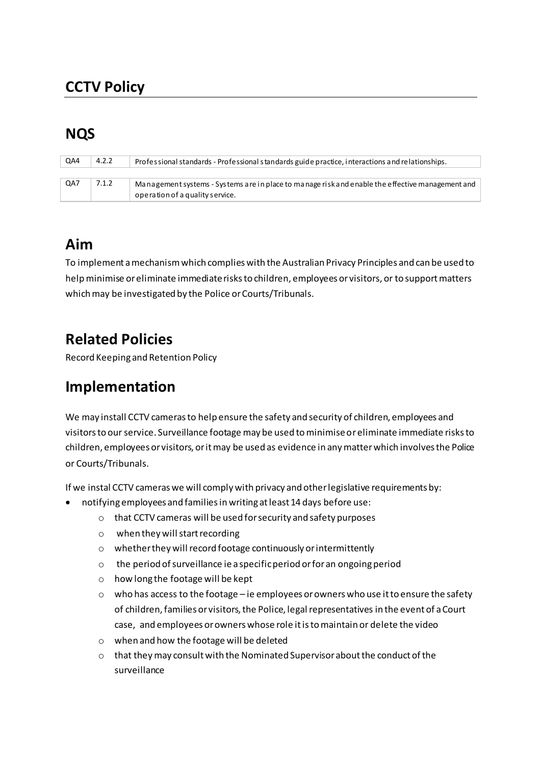# CCTV Policy

## NQS

| QA4 | 4.2.2 | Professional standards - Professional standards guide practice, interactions and relationships. |
|---|---|---|
| QA7 | 7.1.2 | Management systems - Systems are in place to manage risk and enable the effective management and operation of a quality service. |

## Aim

To implement a mechanism which complies with the Australian Privacy Principles and can be used to help minimise or eliminate immediate risks to children, employees or visitors, or to support matters which may be investigated by the Police or Courts/Tribunals.

## Related Policies

Record Keeping and Retention Policy

## Implementation

We may install CCTV cameras to help ensure the safety and security of children, employees and visitors to our service. Surveillance footage may be used to minimise or eliminate immediate risks to children, employees or visitors, or it may be used as evidence in any matter which involves the Police or Courts/Tribunals.

If we instal CCTV cameras we will comply with privacy and other legislative requirements by:

- notifying employees and families in writing at least 14 days before use:
    - that CCTV cameras will be used for security and safety purposes
    - when they will start recording
    - whether they will record footage continuously or intermittently
    - the period of surveillance ie a specific period or for an ongoing period
    - how long the footage will be kept
    - who has access to the footage – ie employees or owners who use it to ensure the safety of children, families or visitors, the Police, legal representatives in the event of a Court case, and employees or owners whose role it is to maintain or delete the video
    - when and how the footage will be deleted
    - that they may consult with the Nominated Supervisor about the conduct of the surveillance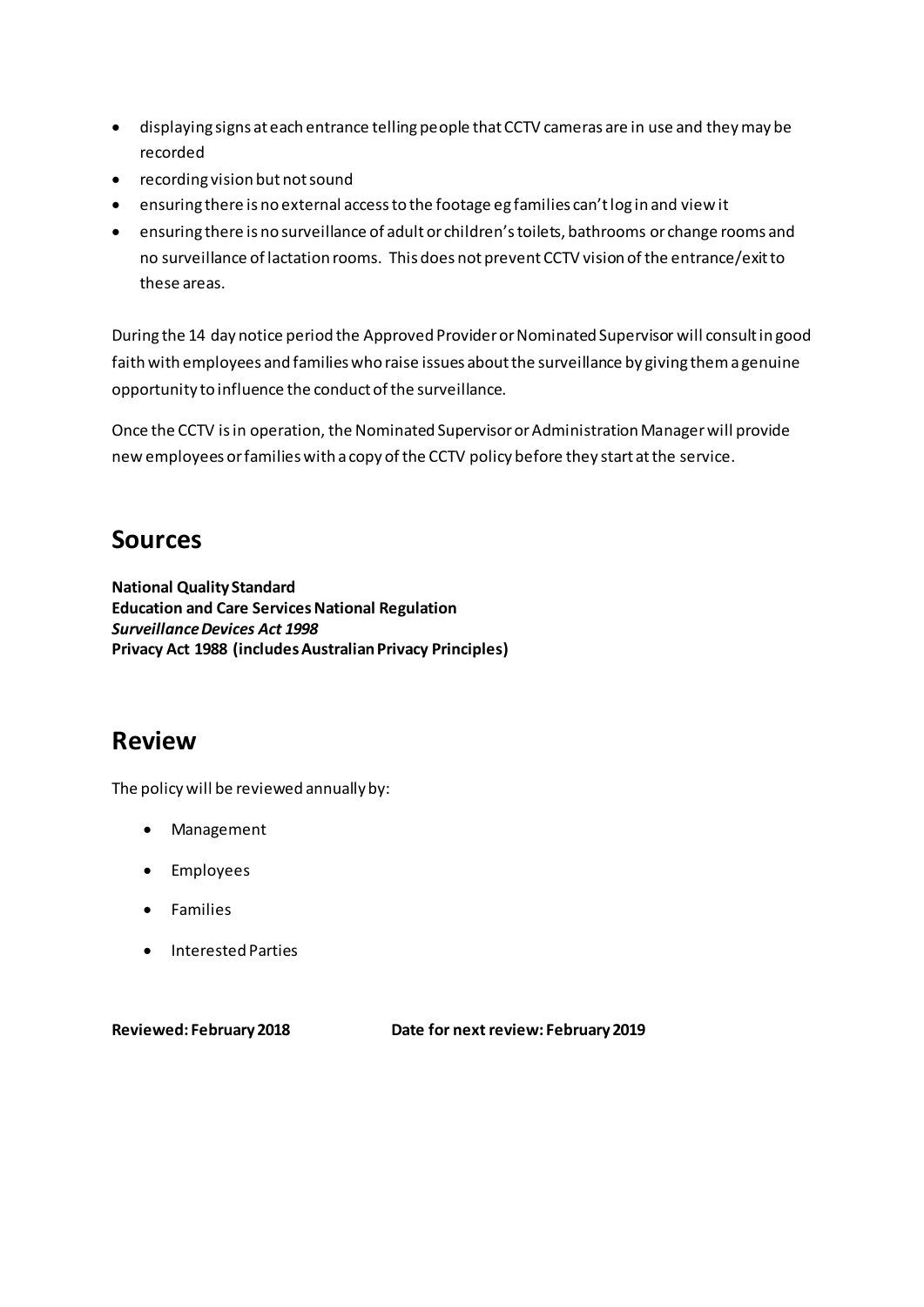- displaying signs at each entrance telling people that CCTV cameras are in use and they may be recorded
- recording vision but not sound
- ensuring there is no external access to the footage eg families can't log in and view it
- ensuring there is no surveillance of adult or children's toilets, bathrooms or change rooms and no surveillance of lactation rooms. This does not prevent CCTV vision of the entrance/exit to these areas.

During the 14 day notice period the Approved Provider or Nominated Supervisor will consult in good faith with employees and families who raise issues about the surveillance by giving them a genuine opportunity to influence the conduct of the surveillance.

Once the CCTV is in operation, the Nominated Supervisor or Administration Manager will provide new employees or families with a copy of the CCTV policy before they start at the service.

## Sources

**National Quality Standard**
**Education and Care Services National Regulation**
***Surveillance Devices Act 1998***
**Privacy Act 1988 (includes Australian Privacy Principles)**

## Review

The policy will be reviewed annually by:

- Management
- Employees
- Families
- Interested Parties

**Reviewed: February 2018** **Date for next review: February 2019**